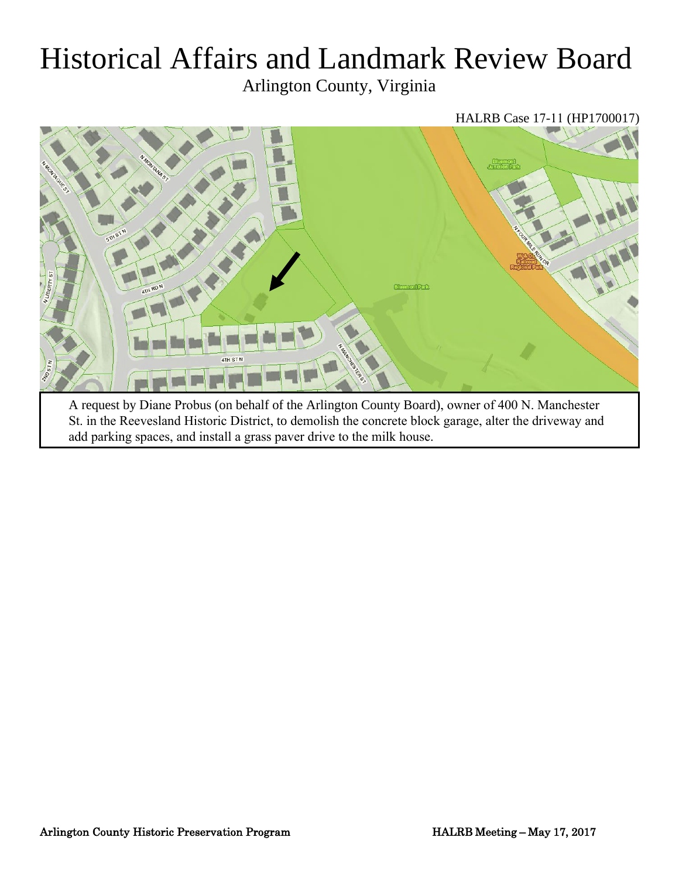# Historical Affairs and Landmark Review Board

Arlington County, Virginia

HALRB Case 17-11 (HP1700017)

A request by Diane Probus (on behalf of the Arlington County Board), owner of 400 N. Manchester St. in the Reevesland Historic District, to demolish the concrete block garage, alter the driveway and add parking spaces, and install a grass paver drive to the milk house.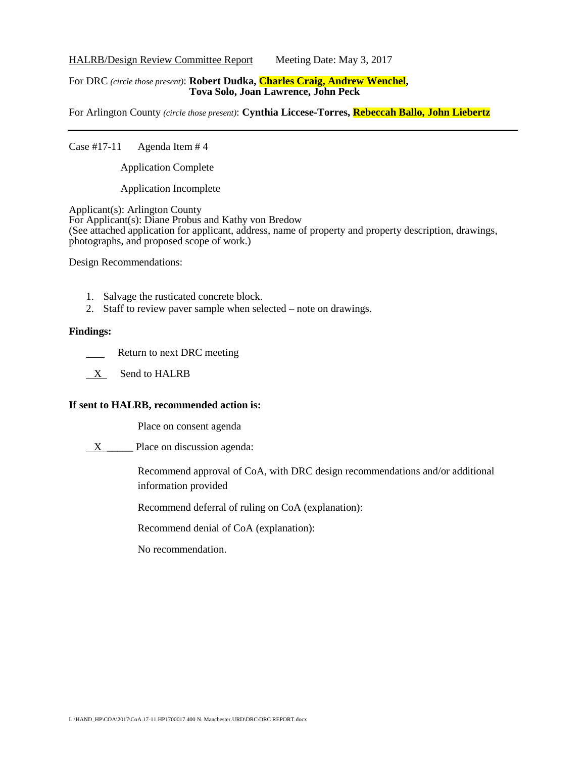<u>HALRB/Design Review Committee Report</u> Meeting Date: May 3, 2017

For DRC *(circle those present)*: **Robert Dudka, Charles Craig, Andrew Wenchel, Tova Solo, Joan Lawrence, John Peck**

For Arlington County *(circle those present)*: **Cynthia Liccese-Torres, Rebeccah Ballo, John Liebertz**

---

Case #17-11 Agenda Item # 4

Application Complete

Application Incomplete

Applicant(s): Arlington County
For Applicant(s): Diane Probus and Kathy von Bredow
(See attached application for applicant, address, name of property and property description, drawings, photographs, and proposed scope of work.)

Design Recommendations:

1. Salvage the rusticated concrete block.
2. Staff to review paver sample when selected – note on drawings.

**Findings:**

\_\_\_\_ Return to next DRC meeting

\_X\_ Send to HALRB

**If sent to HALRB, recommended action is:**

Place on consent agenda

\_X\_\_\_\_\_ Place on discussion agenda:

Recommend approval of CoA, with DRC design recommendations and/or additional information provided

Recommend deferral of ruling on CoA (explanation):

Recommend denial of CoA (explanation):

No recommendation.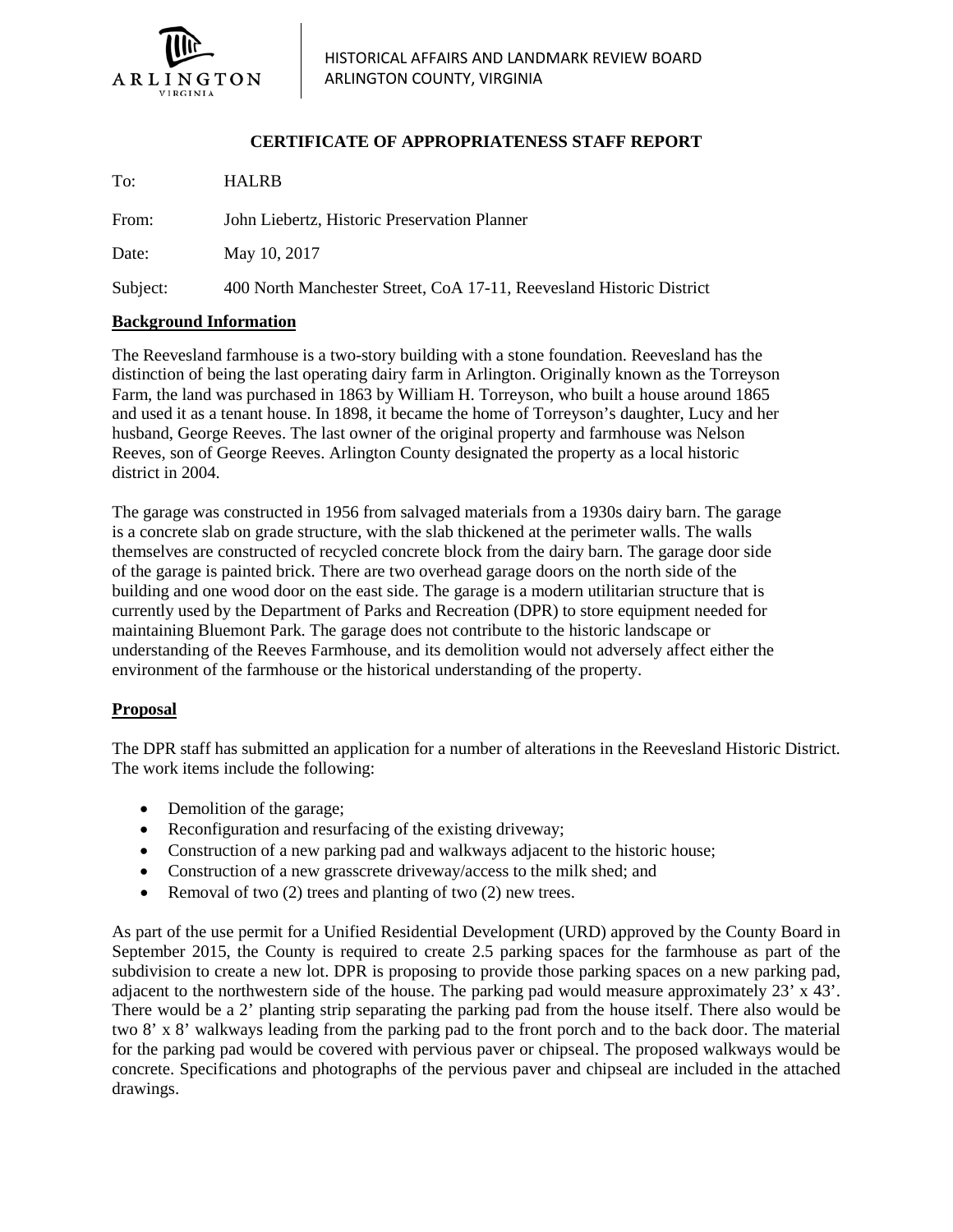HISTORICAL AFFAIRS AND LANDMARK REVIEW BOARD
ARLINGTON COUNTY, VIRGINIA

**CERTIFICATE OF APPROPRIATENESS STAFF REPORT**

To: HALRB

From: John Liebertz, Historic Preservation Planner

Date: May 10, 2017

Subject: 400 North Manchester Street, CoA 17-11, Reevesland Historic District

## Background Information

The Reevesland farmhouse is a two-story building with a stone foundation. Reevesland has the distinction of being the last operating dairy farm in Arlington. Originally known as the Torreyson Farm, the land was purchased in 1863 by William H. Torreyson, who built a house around 1865 and used it as a tenant house. In 1898, it became the home of Torreyson's daughter, Lucy and her husband, George Reeves. The last owner of the original property and farmhouse was Nelson Reeves, son of George Reeves. Arlington County designated the property as a local historic district in 2004.

The garage was constructed in 1956 from salvaged materials from a 1930s dairy barn. The garage is a concrete slab on grade structure, with the slab thickened at the perimeter walls. The walls themselves are constructed of recycled concrete block from the dairy barn. The garage door side of the garage is painted brick. There are two overhead garage doors on the north side of the building and one wood door on the east side. The garage is a modern utilitarian structure that is currently used by the Department of Parks and Recreation (DPR) to store equipment needed for maintaining Bluemont Park. The garage does not contribute to the historic landscape or understanding of the Reeves Farmhouse, and its demolition would not adversely affect either the environment of the farmhouse or the historical understanding of the property.

## Proposal

The DPR staff has submitted an application for a number of alterations in the Reevesland Historic District. The work items include the following:

- Demolition of the garage;
- Reconfiguration and resurfacing of the existing driveway;
- Construction of a new parking pad and walkways adjacent to the historic house;
- Construction of a new grasscrete driveway/access to the milk shed; and
- Removal of two (2) trees and planting of two (2) new trees.

As part of the use permit for a Unified Residential Development (URD) approved by the County Board in September 2015, the County is required to create 2.5 parking spaces for the farmhouse as part of the subdivision to create a new lot. DPR is proposing to provide those parking spaces on a new parking pad, adjacent to the northwestern side of the house. The parking pad would measure approximately 23' x 43'. There would be a 2' planting strip separating the parking pad from the house itself. There also would be two 8' x 8' walkways leading from the parking pad to the front porch and to the back door. The material for the parking pad would be covered with pervious paver or chipseal. The proposed walkways would be concrete. Specifications and photographs of the pervious paver and chipseal are included in the attached drawings.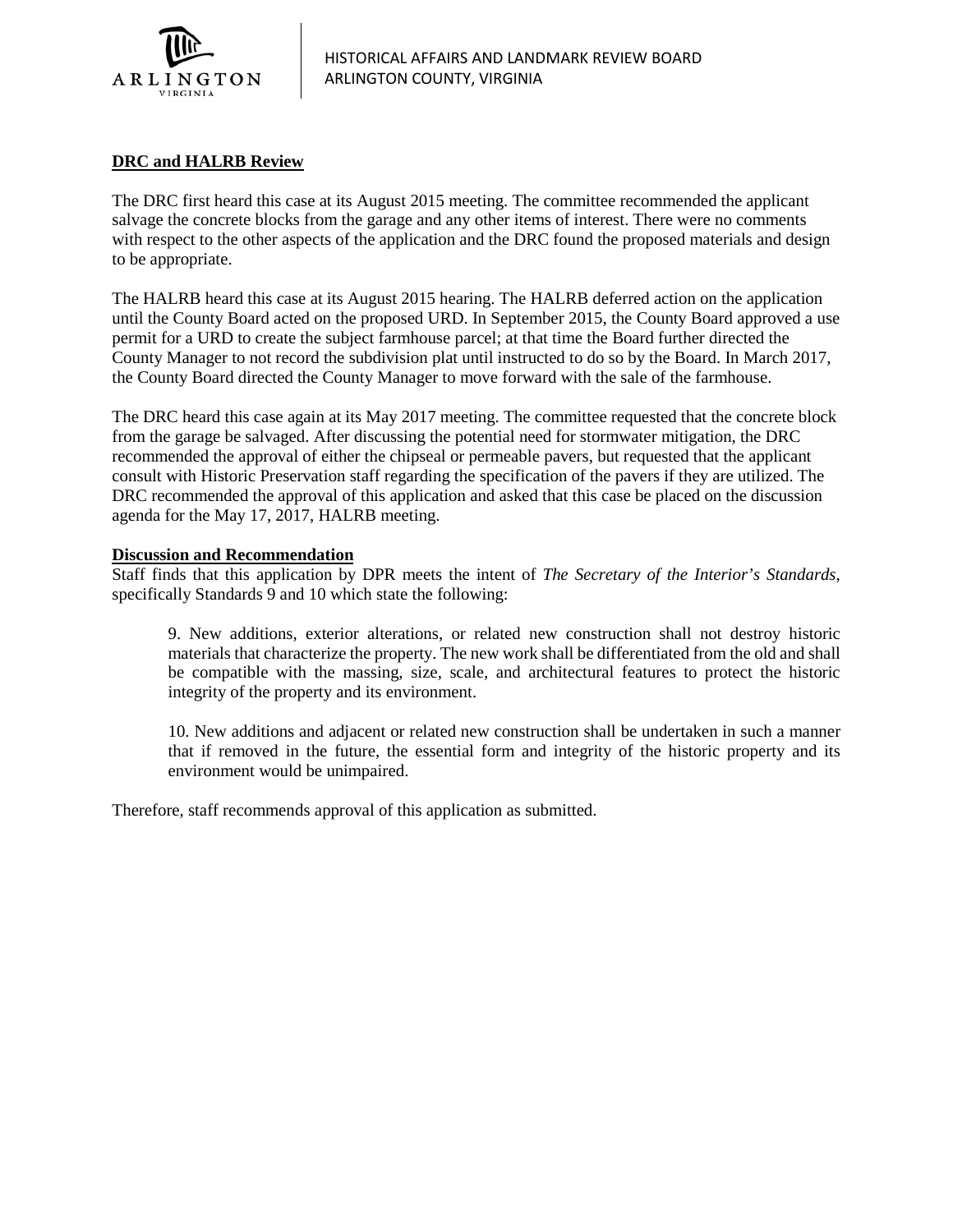**DRC and HALRB Review**

The DRC first heard this case at its August 2015 meeting. The committee recommended the applicant salvage the concrete blocks from the garage and any other items of interest. There were no comments with respect to the other aspects of the application and the DRC found the proposed materials and design to be appropriate.

The HALRB heard this case at its August 2015 hearing. The HALRB deferred action on the application until the County Board acted on the proposed URD. In September 2015, the County Board approved a use permit for a URD to create the subject farmhouse parcel; at that time the Board further directed the County Manager to not record the subdivision plat until instructed to do so by the Board. In March 2017, the County Board directed the County Manager to move forward with the sale of the farmhouse.

The DRC heard this case again at its May 2017 meeting. The committee requested that the concrete block from the garage be salvaged. After discussing the potential need for stormwater mitigation, the DRC recommended the approval of either the chipseal or permeable pavers, but requested that the applicant consult with Historic Preservation staff regarding the specification of the pavers if they are utilized. The DRC recommended the approval of this application and asked that this case be placed on the discussion agenda for the May 17, 2017, HALRB meeting.

**Discussion and Recommendation**

Staff finds that this application by DPR meets the intent of *The Secretary of the Interior's Standards*, specifically Standards 9 and 10 which state the following:

> 9. New additions, exterior alterations, or related new construction shall not destroy historic materials that characterize the property. The new work shall be differentiated from the old and shall be compatible with the massing, size, scale, and architectural features to protect the historic integrity of the property and its environment.
>
> 10. New additions and adjacent or related new construction shall be undertaken in such a manner that if removed in the future, the essential form and integrity of the historic property and its environment would be unimpaired.

Therefore, staff recommends approval of this application as submitted.